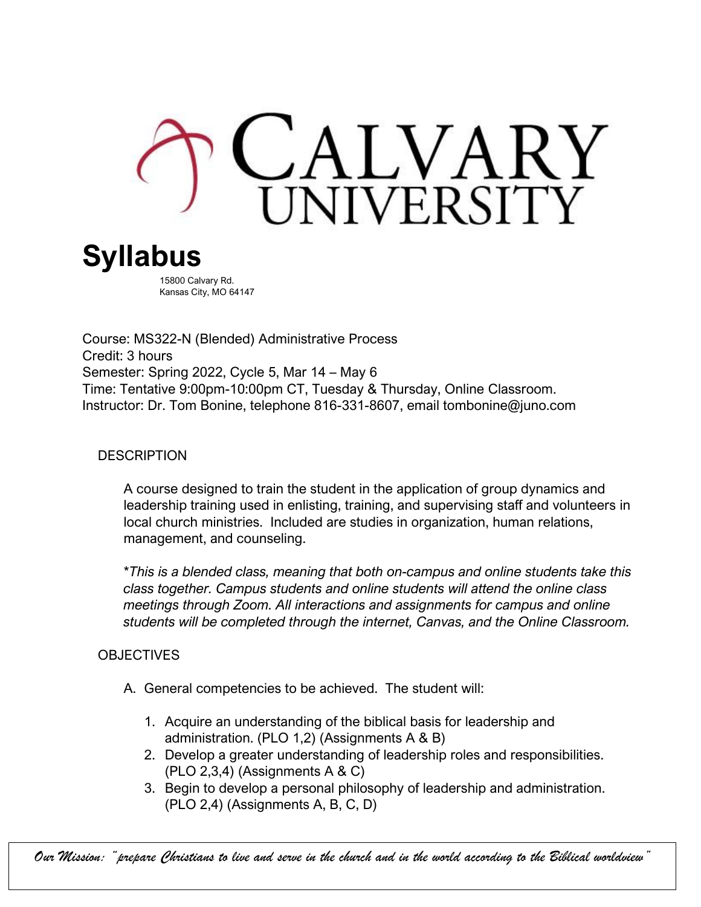# CALVARY UNIVERSITY

# Syllabus

15800 Calvary Rd.
Kansas City, MO 64147

Course: MS322-N (Blended) Administrative Process
Credit: 3 hours
Semester: Spring 2022, Cycle 5, Mar 14 – May 6
Time: Tentative 9:00pm-10:00pm CT, Tuesday & Thursday, Online Classroom.
Instructor: Dr. Tom Bonine, telephone 816-331-8607, email tombonine@juno.com

## DESCRIPTION

A course designed to train the student in the application of group dynamics and leadership training used in enlisting, training, and supervising staff and volunteers in local church ministries. Included are studies in organization, human relations, management, and counseling.

*\*This is a blended class, meaning that both on-campus and online students take this class together. Campus students and online students will attend the online class meetings through Zoom. All interactions and assignments for campus and online students will be completed through the internet, Canvas, and the Online Classroom.*

## OBJECTIVES

A. General competencies to be achieved. The student will:

1. Acquire an understanding of the biblical basis for leadership and administration. (PLO 1,2) (Assignments A & B)
2. Develop a greater understanding of leadership roles and responsibilities. (PLO 2,3,4) (Assignments A & C)
3. Begin to develop a personal philosophy of leadership and administration. (PLO 2,4) (Assignments A, B, C, D)

*Our Mission: "prepare Christians to live and serve in the church and in the world according to the Biblical worldview"*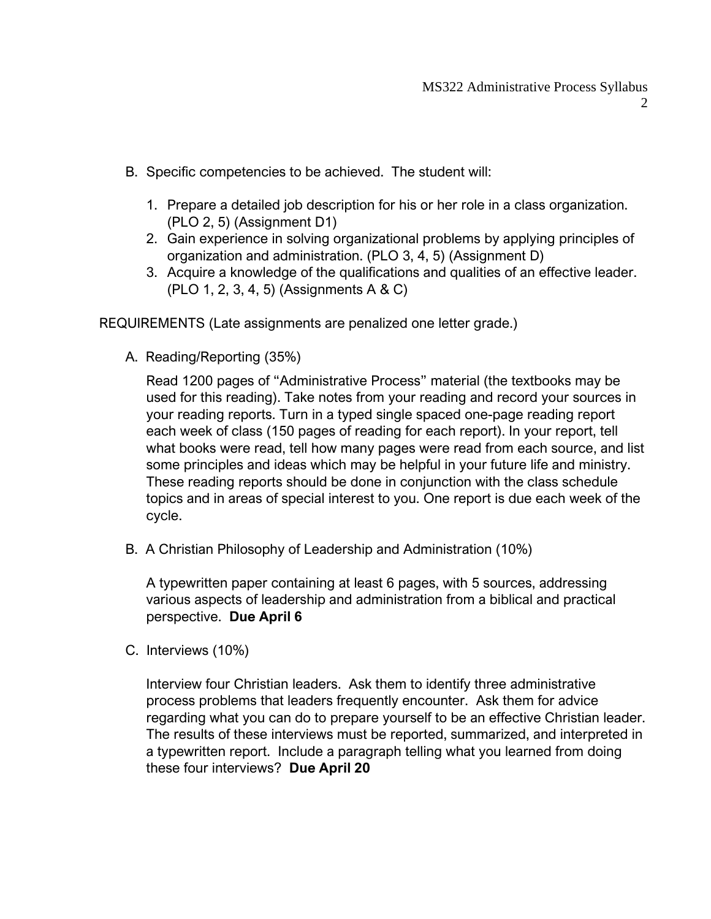B. Specific competencies to be achieved. The student will:

   1. Prepare a detailed job description for his or her role in a class organization. (PLO 2, 5) (Assignment D1)
   2. Gain experience in solving organizational problems by applying principles of organization and administration. (PLO 3, 4, 5) (Assignment D)
   3. Acquire a knowledge of the qualifications and qualities of an effective leader. (PLO 1, 2, 3, 4, 5) (Assignments A & C)

REQUIREMENTS (Late assignments are penalized one letter grade.)

A. Reading/Reporting (35%)

   Read 1200 pages of "Administrative Process" material (the textbooks may be used for this reading). Take notes from your reading and record your sources in your reading reports. Turn in a typed single spaced one-page reading report each week of class (150 pages of reading for each report). In your report, tell what books were read, tell how many pages were read from each source, and list some principles and ideas which may be helpful in your future life and ministry. These reading reports should be done in conjunction with the class schedule topics and in areas of special interest to you. One report is due each week of the cycle.

B. A Christian Philosophy of Leadership and Administration (10%)

   A typewritten paper containing at least 6 pages, with 5 sources, addressing various aspects of leadership and administration from a biblical and practical perspective. **Due April 6**

C. Interviews (10%)

   Interview four Christian leaders. Ask them to identify three administrative process problems that leaders frequently encounter. Ask them for advice regarding what you can do to prepare yourself to be an effective Christian leader. The results of these interviews must be reported, summarized, and interpreted in a typewritten report. Include a paragraph telling what you learned from doing these four interviews? **Due April 20**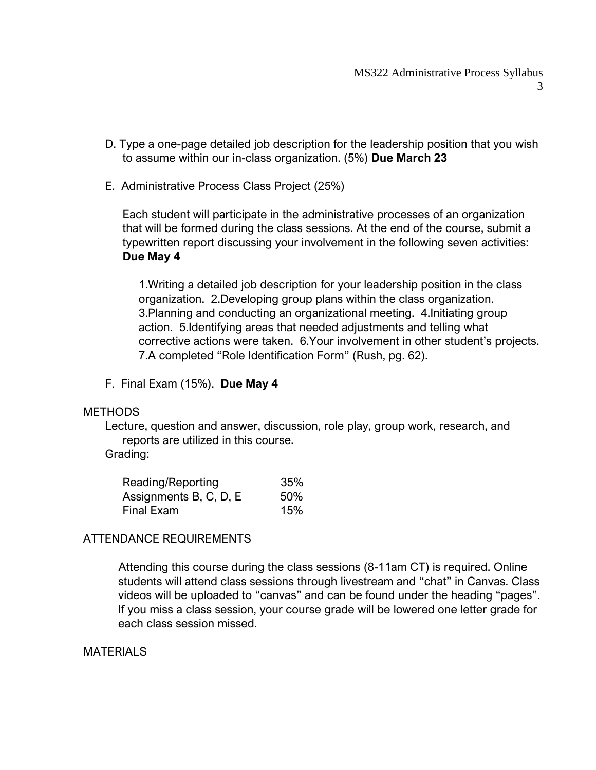D. Type a one-page detailed job description for the leadership position that you wish to assume within our in-class organization. (5%) **Due March 23**

E. Administrative Process Class Project (25%)

Each student will participate in the administrative processes of an organization that will be formed during the class sessions. At the end of the course, submit a typewritten report discussing your involvement in the following seven activities: **Due May 4**

1.Writing a detailed job description for your leadership position in the class organization. 2.Developing group plans within the class organization. 3.Planning and conducting an organizational meeting. 4.Initiating group action. 5.Identifying areas that needed adjustments and telling what corrective actions were taken. 6.Your involvement in other student's projects. 7.A completed "Role Identification Form" (Rush, pg. 62).

F. Final Exam (15%). **Due May 4**

METHODS

Lecture, question and answer, discussion, role play, group work, research, and reports are utilized in this course.

Grading:

| | |
|---|---|
| Reading/Reporting | 35% |
| Assignments B, C, D, E | 50% |
| Final Exam | 15% |

ATTENDANCE REQUIREMENTS

Attending this course during the class sessions (8-11am CT) is required. Online students will attend class sessions through livestream and "chat" in Canvas. Class videos will be uploaded to "canvas" and can be found under the heading "pages". If you miss a class session, your course grade will be lowered one letter grade for each class session missed.

MATERIALS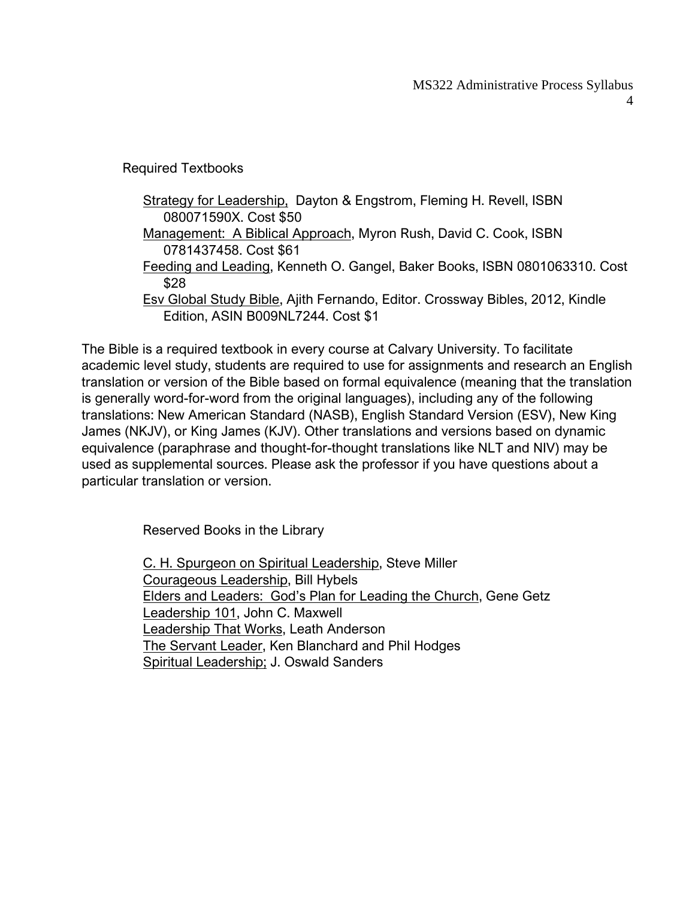## Required Textbooks

- Strategy for Leadership, Dayton & Engstrom, Fleming H. Revell, ISBN 080071590X. Cost $50
- Management: A Biblical Approach, Myron Rush, David C. Cook, ISBN 0781437458. Cost $61
- Feeding and Leading, Kenneth O. Gangel, Baker Books, ISBN 0801063310. Cost $28
- Esv Global Study Bible, Ajith Fernando, Editor. Crossway Bibles, 2012, Kindle Edition, ASIN B009NL7244. Cost $1

The Bible is a required textbook in every course at Calvary University. To facilitate academic level study, students are required to use for assignments and research an English translation or version of the Bible based on formal equivalence (meaning that the translation is generally word-for-word from the original languages), including any of the following translations: New American Standard (NASB), English Standard Version (ESV), New King James (NKJV), or King James (KJV). Other translations and versions based on dynamic equivalence (paraphrase and thought-for-thought translations like NLT and NIV) may be used as supplemental sources. Please ask the professor if you have questions about a particular translation or version.

## Reserved Books in the Library

- C. H. Spurgeon on Spiritual Leadership, Steve Miller
- Courageous Leadership, Bill Hybels
- Elders and Leaders: God's Plan for Leading the Church, Gene Getz
- Leadership 101, John C. Maxwell
- Leadership That Works, Leath Anderson
- The Servant Leader, Ken Blanchard and Phil Hodges
- Spiritual Leadership; J. Oswald Sanders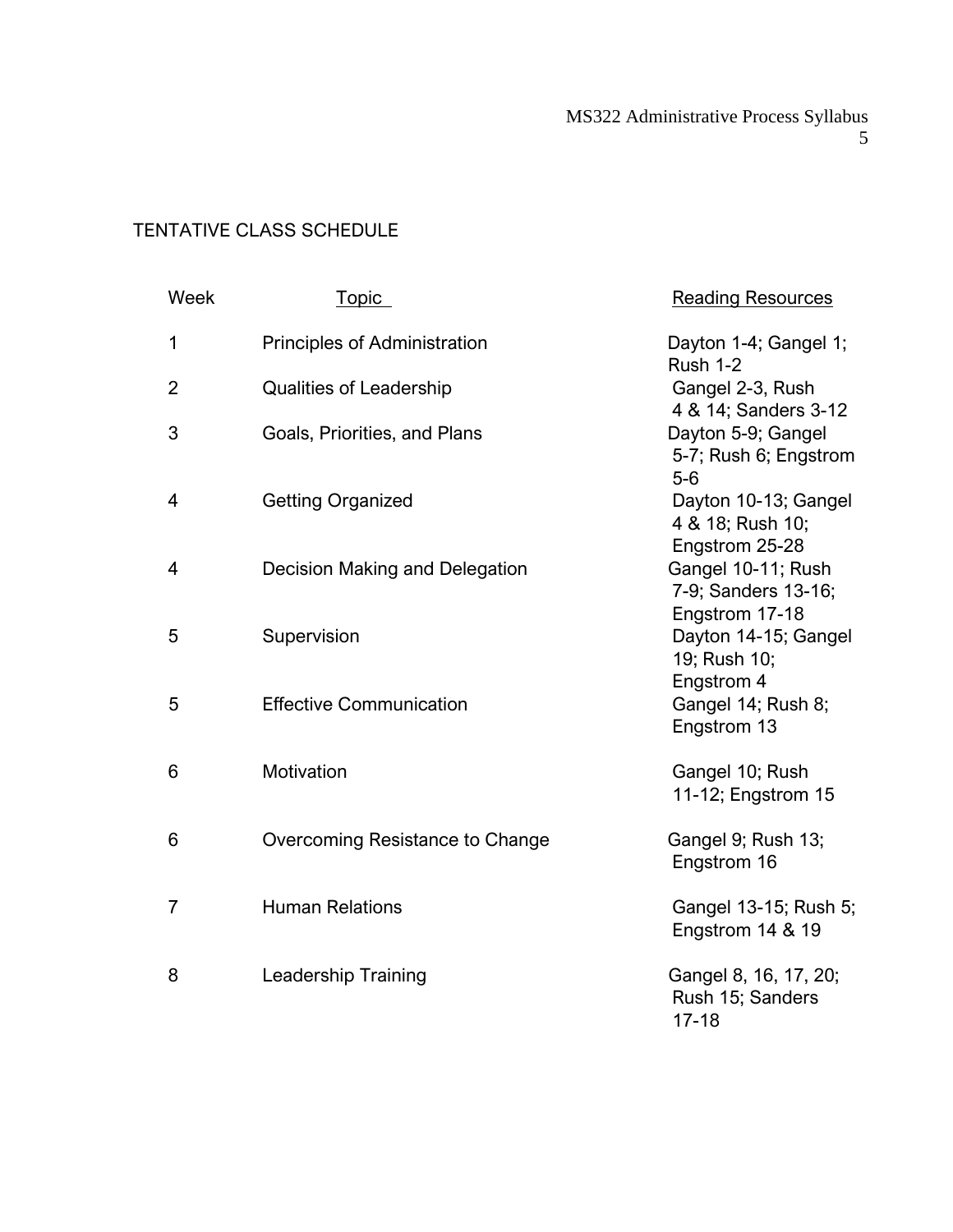TENTATIVE CLASS SCHEDULE

| Week | Topic | Reading Resources |
|---|---|---|
| 1 | Principles of Administration | Dayton 1-4; Gangel 1; Rush 1-2 |
| 2 | Qualities of Leadership | Gangel 2-3, Rush 4 & 14; Sanders 3-12 |
| 3 | Goals, Priorities, and Plans | Dayton 5-9; Gangel 5-7; Rush 6; Engstrom 5-6 |
| 4 | Getting Organized | Dayton 10-13; Gangel 4 & 18; Rush 10; Engstrom 25-28 |
| 4 | Decision Making and Delegation | Gangel 10-11; Rush 7-9; Sanders 13-16; Engstrom 17-18 |
| 5 | Supervision | Dayton 14-15; Gangel 19; Rush 10; Engstrom 4 |
| 5 | Effective Communication | Gangel 14; Rush 8; Engstrom 13 |
| 6 | Motivation | Gangel 10; Rush 11-12; Engstrom 15 |
| 6 | Overcoming Resistance to Change | Gangel 9; Rush 13; Engstrom 16 |
| 7 | Human Relations | Gangel 13-15; Rush 5; Engstrom 14 & 19 |
| 8 | Leadership Training | Gangel 8, 16, 17, 20; Rush 15; Sanders 17-18 |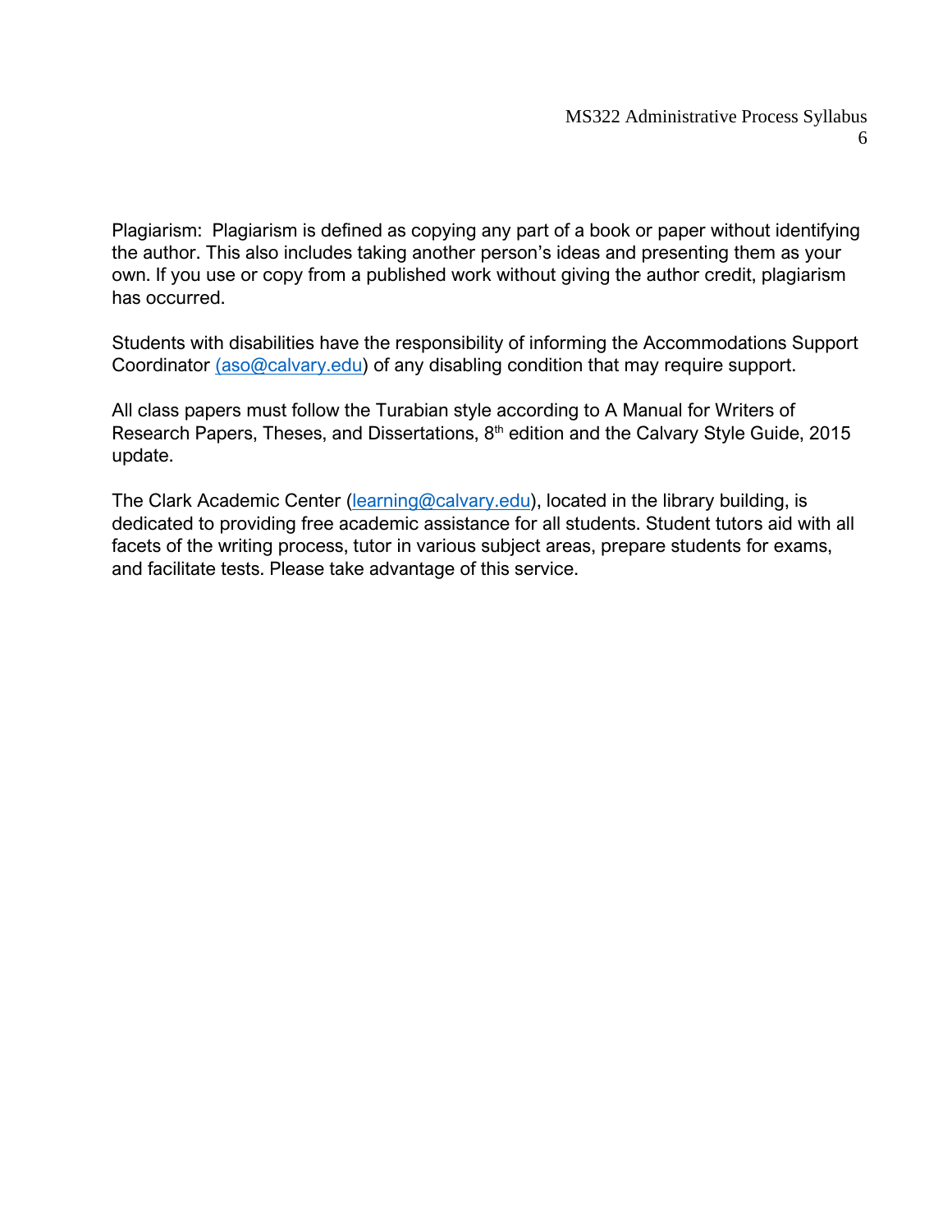Plagiarism: Plagiarism is defined as copying any part of a book or paper without identifying the author. This also includes taking another person's ideas and presenting them as your own. If you use or copy from a published work without giving the author credit, plagiarism has occurred.

Students with disabilities have the responsibility of informing the Accommodations Support Coordinator (aso@calvary.edu) of any disabling condition that may require support.

All class papers must follow the Turabian style according to A Manual for Writers of Research Papers, Theses, and Dissertations, 8th edition and the Calvary Style Guide, 2015 update.

The Clark Academic Center (learning@calvary.edu), located in the library building, is dedicated to providing free academic assistance for all students. Student tutors aid with all facets of the writing process, tutor in various subject areas, prepare students for exams, and facilitate tests. Please take advantage of this service.